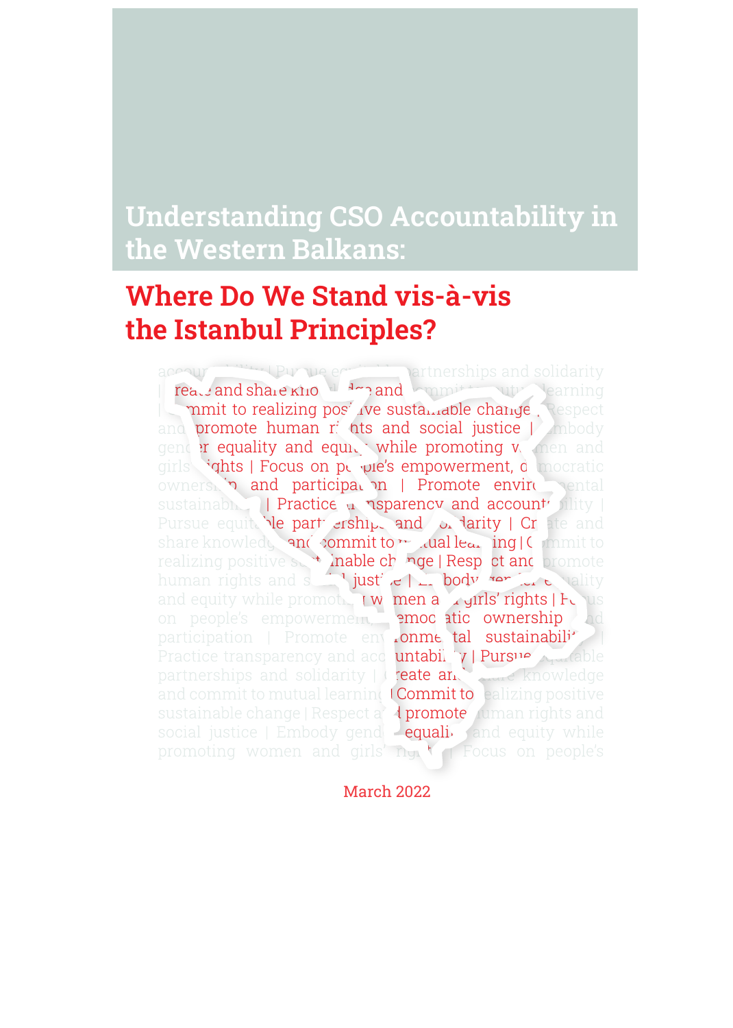# Understanding CSO Accountability in the Western Balkans:

## Where Do We Stand vis-à-vis the Istanbul Principles?

March 2022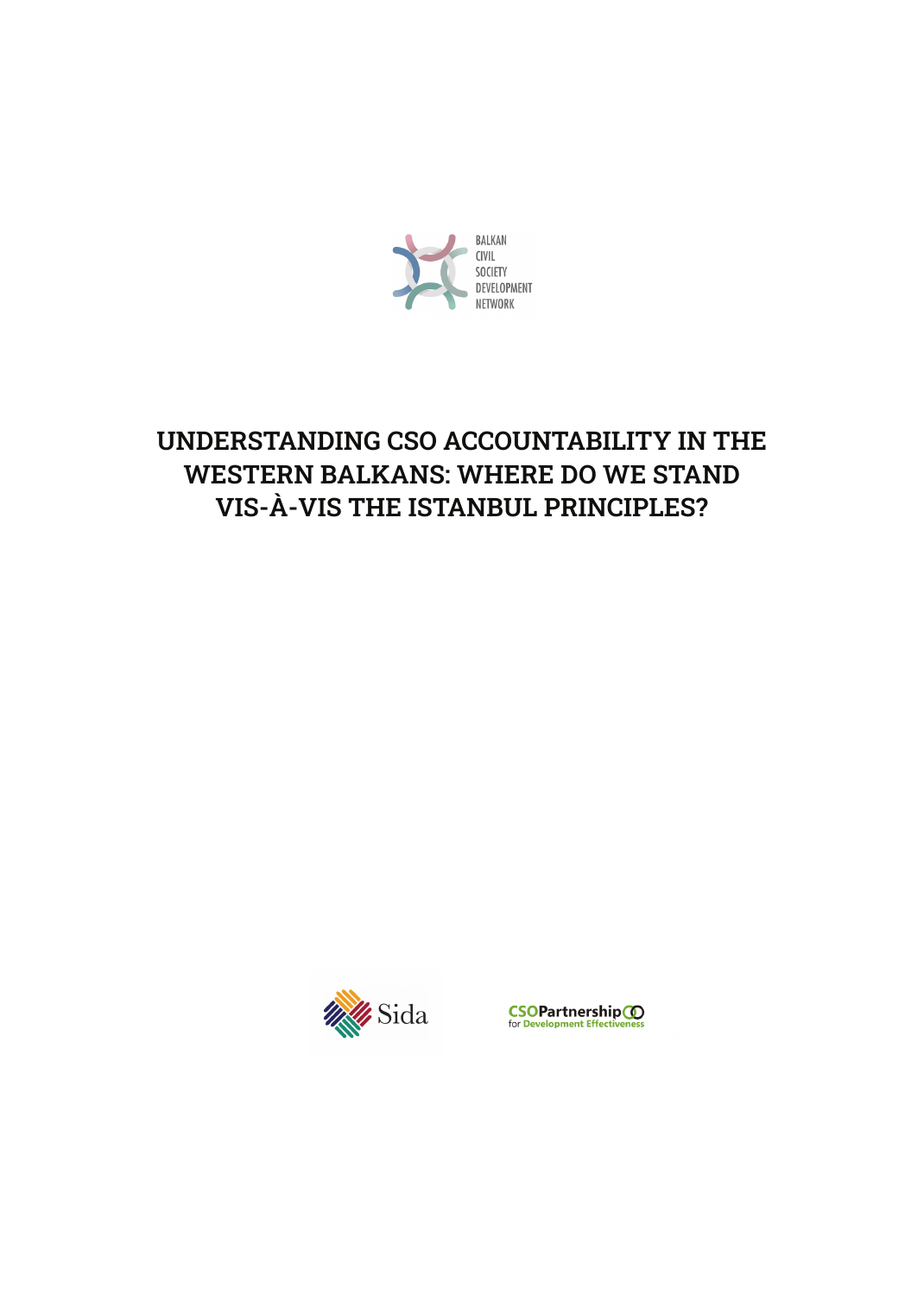BALKAN CIVIL SOCIETY DEVELOPMENT NETWORK

# UNDERSTANDING CSO ACCOUNTABILITY IN THE WESTERN BALKANS: WHERE DO WE STAND VIS-À-VIS THE ISTANBUL PRINCIPLES?

Sida

CSOPartnership for Development Effectiveness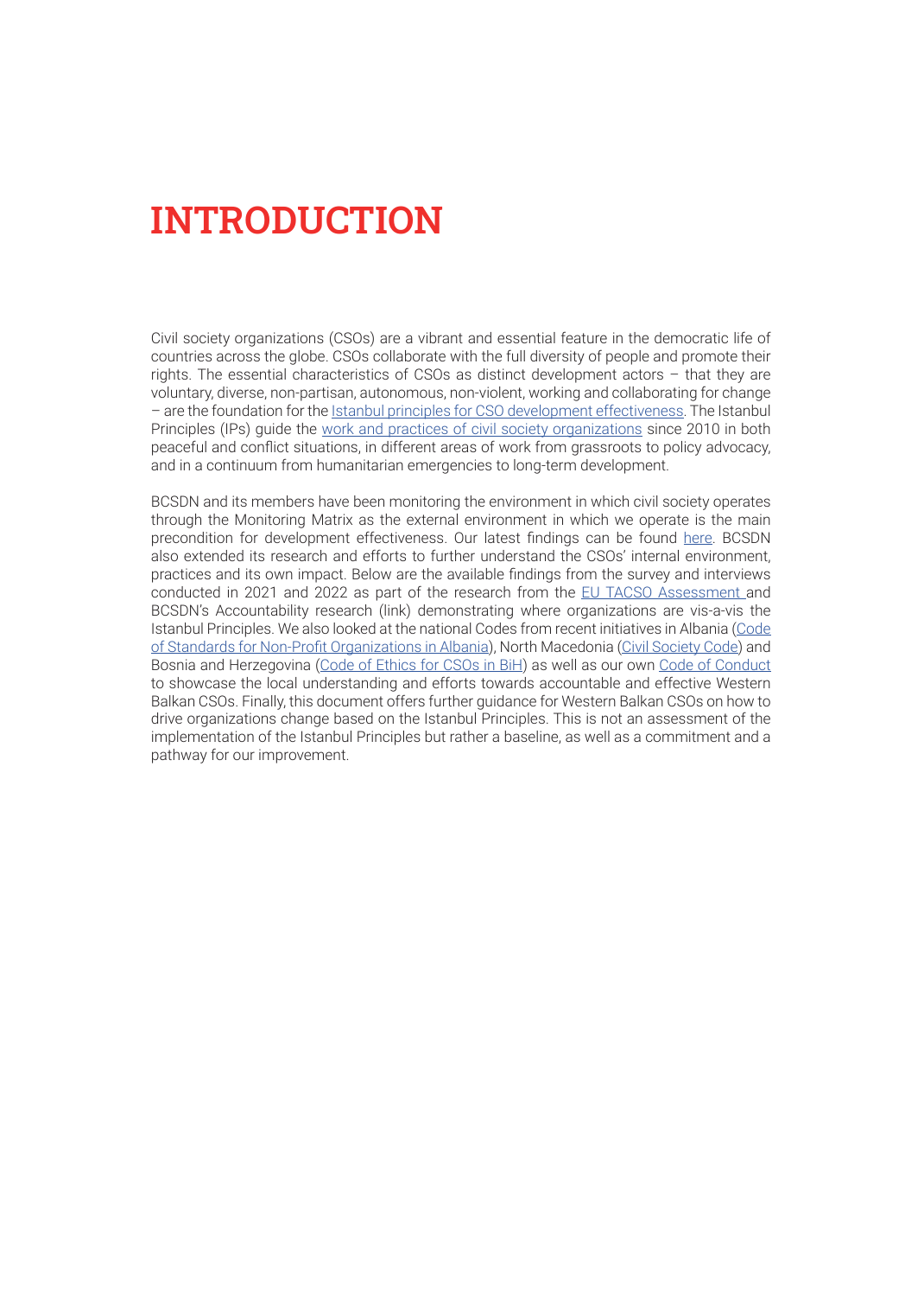# INTRODUCTION

Civil society organizations (CSOs) are a vibrant and essential feature in the democratic life of countries across the globe. CSOs collaborate with the full diversity of people and promote their rights. The essential characteristics of CSOs as distinct development actors – that they are voluntary, diverse, non-partisan, autonomous, non-violent, working and collaborating for change – are the foundation for the Istanbul principles for CSO development effectiveness. The Istanbul Principles (IPs) guide the work and practices of civil society organizations since 2010 in both peaceful and conflict situations, in different areas of work from grassroots to policy advocacy, and in a continuum from humanitarian emergencies to long-term development.

BCSDN and its members have been monitoring the environment in which civil society operates through the Monitoring Matrix as the external environment in which we operate is the main precondition for development effectiveness. Our latest findings can be found here. BCSDN also extended its research and efforts to further understand the CSOs' internal environment, practices and its own impact. Below are the available findings from the survey and interviews conducted in 2021 and 2022 as part of the research from the EU TACSO Assessment and BCSDN's Accountability research (link) demonstrating where organizations are vis-a-vis the Istanbul Principles. We also looked at the national Codes from recent initiatives in Albania (Code of Standards for Non-Profit Organizations in Albania), North Macedonia (Civil Society Code) and Bosnia and Herzegovina (Code of Ethics for CSOs in BiH) as well as our own Code of Conduct to showcase the local understanding and efforts towards accountable and effective Western Balkan CSOs. Finally, this document offers further guidance for Western Balkan CSOs on how to drive organizations change based on the Istanbul Principles. This is not an assessment of the implementation of the Istanbul Principles but rather a baseline, as well as a commitment and a pathway for our improvement.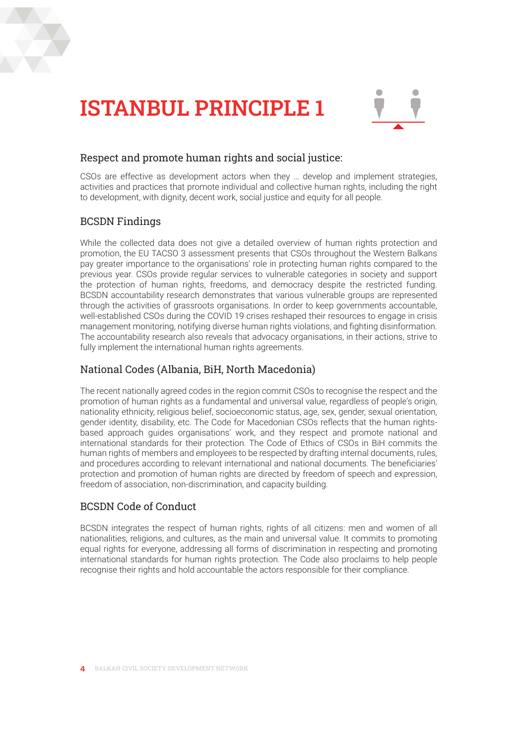# ISTANBUL PRINCIPLE 1

## Respect and promote human rights and social justice:

CSOs are effective as development actors when they ... develop and implement strategies, activities and practices that promote individual and collective human rights, including the right to development, with dignity, decent work, social justice and equity for all people.

## BCSDN Findings

While the collected data does not give a detailed overview of human rights protection and promotion, the EU TACSO 3 assessment presents that CSOs throughout the Western Balkans pay greater importance to the organisations' role in protecting human rights compared to the previous year. CSOs provide regular services to vulnerable categories in society and support the protection of human rights, freedoms, and democracy despite the restricted funding. BCSDN accountability research demonstrates that various vulnerable groups are represented through the activities of grassroots organisations. In order to keep governments accountable, well-established CSOs during the COVID 19 crises reshaped their resources to engage in crisis management monitoring, notifying diverse human rights violations, and fighting disinformation. The accountability research also reveals that advocacy organisations, in their actions, strive to fully implement the international human rights agreements.

## National Codes (Albania, BiH, North Macedonia)

The recent nationally agreed codes in the region commit CSOs to recognise the respect and the promotion of human rights as a fundamental and universal value, regardless of people's origin, nationality ethnicity, religious belief, socioeconomic status, age, sex, gender, sexual orientation, gender identity, disability, etc. The Code for Macedonian CSOs reflects that the human rights-based approach guides organisations' work, and they respect and promote national and international standards for their protection. The Code of Ethics of CSOs in BiH commits the human rights of members and employees to be respected by drafting internal documents, rules, and procedures according to relevant international and national documents. The beneficiaries' protection and promotion of human rights are directed by freedom of speech and expression, freedom of association, non-discrimination, and capacity building.

## BCSDN Code of Conduct

BCSDN integrates the respect of human rights, rights of all citizens: men and women of all nationalities, religions, and cultures, as the main and universal value. It commits to promoting equal rights for everyone, addressing all forms of discrimination in respecting and promoting international standards for human rights protection. The Code also proclaims to help people recognise their rights and hold accountable the actors responsible for their compliance.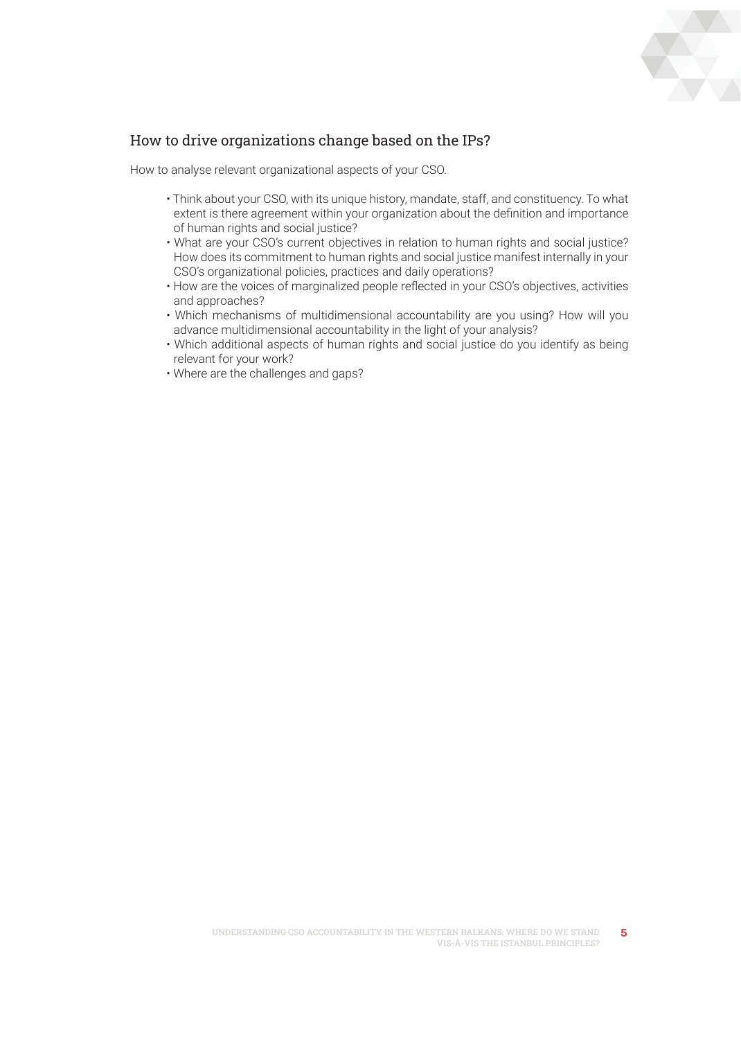## How to drive organizations change based on the IPs?

How to analyse relevant organizational aspects of your CSO.

- Think about your CSO, with its unique history, mandate, staff, and constituency. To what extent is there agreement within your organization about the definition and importance of human rights and social justice?
- What are your CSO's current objectives in relation to human rights and social justice? How does its commitment to human rights and social justice manifest internally in your CSO's organizational policies, practices and daily operations?
- How are the voices of marginalized people reflected in your CSO's objectives, activities and approaches?
- Which mechanisms of multidimensional accountability are you using? How will you advance multidimensional accountability in the light of your analysis?
- Which additional aspects of human rights and social justice do you identify as being relevant for your work?
- Where are the challenges and gaps?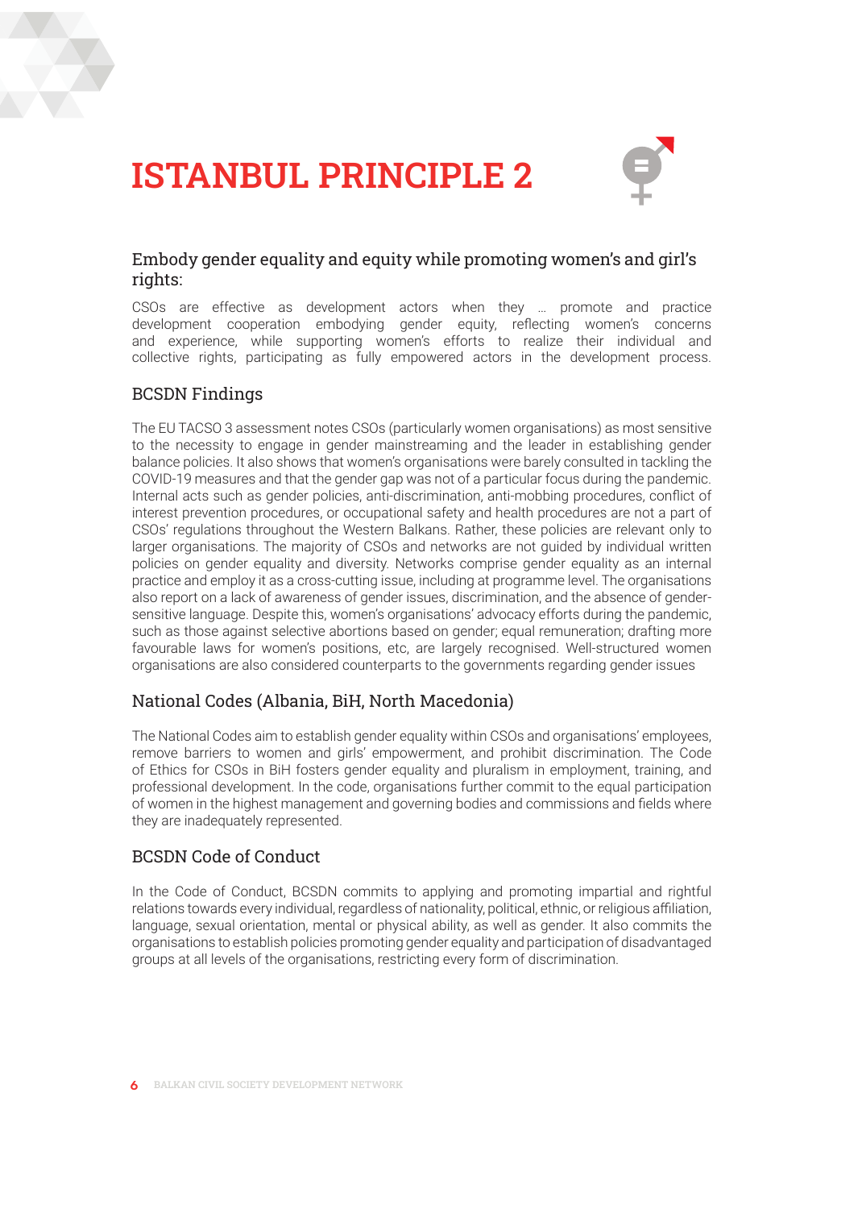# ISTANBUL PRINCIPLE 2

## Embody gender equality and equity while promoting women's and girl's rights:

CSOs are effective as development actors when they … promote and practice development cooperation embodying gender equity, reflecting women's concerns and experience, while supporting women's efforts to realize their individual and collective rights, participating as fully empowered actors in the development process.

## BCSDN Findings

The EU TACSO 3 assessment notes CSOs (particularly women organisations) as most sensitive to the necessity to engage in gender mainstreaming and the leader in establishing gender balance policies. It also shows that women's organisations were barely consulted in tackling the COVID-19 measures and that the gender gap was not of a particular focus during the pandemic. Internal acts such as gender policies, anti-discrimination, anti-mobbing procedures, conflict of interest prevention procedures, or occupational safety and health procedures are not a part of CSOs' regulations throughout the Western Balkans. Rather, these policies are relevant only to larger organisations. The majority of CSOs and networks are not guided by individual written policies on gender equality and diversity. Networks comprise gender equality as an internal practice and employ it as a cross-cutting issue, including at programme level. The organisations also report on a lack of awareness of gender issues, discrimination, and the absence of gender-sensitive language. Despite this, women's organisations' advocacy efforts during the pandemic, such as those against selective abortions based on gender; equal remuneration; drafting more favourable laws for women's positions, etc, are largely recognised. Well-structured women organisations are also considered counterparts to the governments regarding gender issues

## National Codes (Albania, BiH, North Macedonia)

The National Codes aim to establish gender equality within CSOs and organisations' employees, remove barriers to women and girls' empowerment, and prohibit discrimination. The Code of Ethics for CSOs in BiH fosters gender equality and pluralism in employment, training, and professional development. In the code, organisations further commit to the equal participation of women in the highest management and governing bodies and commissions and fields where they are inadequately represented.

## BCSDN Code of Conduct

In the Code of Conduct, BCSDN commits to applying and promoting impartial and rightful relations towards every individual, regardless of nationality, political, ethnic, or religious affiliation, language, sexual orientation, mental or physical ability, as well as gender. It also commits the organisations to establish policies promoting gender equality and participation of disadvantaged groups at all levels of the organisations, restricting every form of discrimination.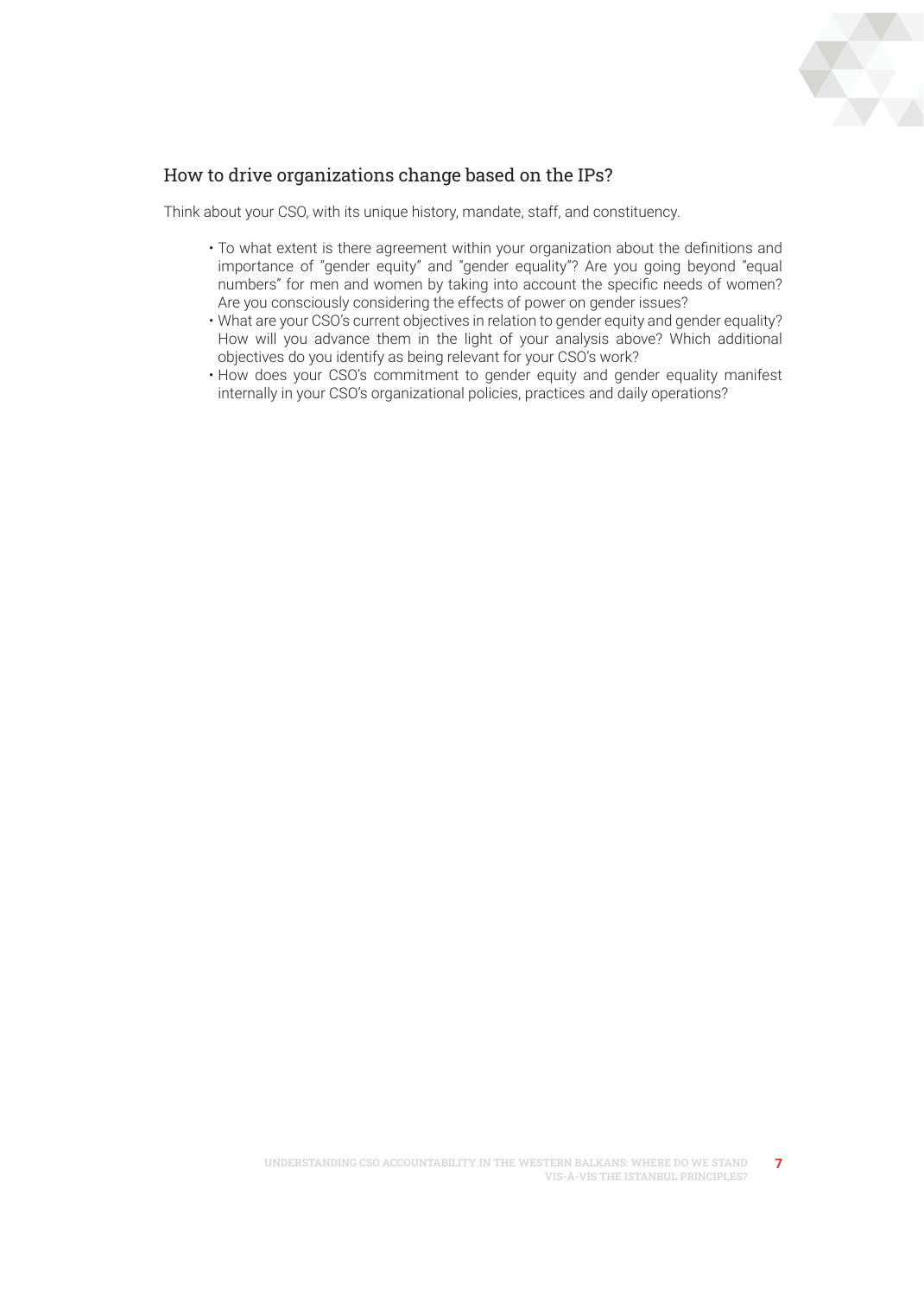### How to drive organizations change based on the IPs?

Think about your CSO, with its unique history, mandate, staff, and constituency.

- To what extent is there agreement within your organization about the definitions and importance of "gender equity" and "gender equality"? Are you going beyond "equal numbers" for men and women by taking into account the specific needs of women? Are you consciously considering the effects of power on gender issues?
- What are your CSO's current objectives in relation to gender equity and gender equality? How will you advance them in the light of your analysis above? Which additional objectives do you identify as being relevant for your CSO's work?
- How does your CSO's commitment to gender equity and gender equality manifest internally in your CSO's organizational policies, practices and daily operations?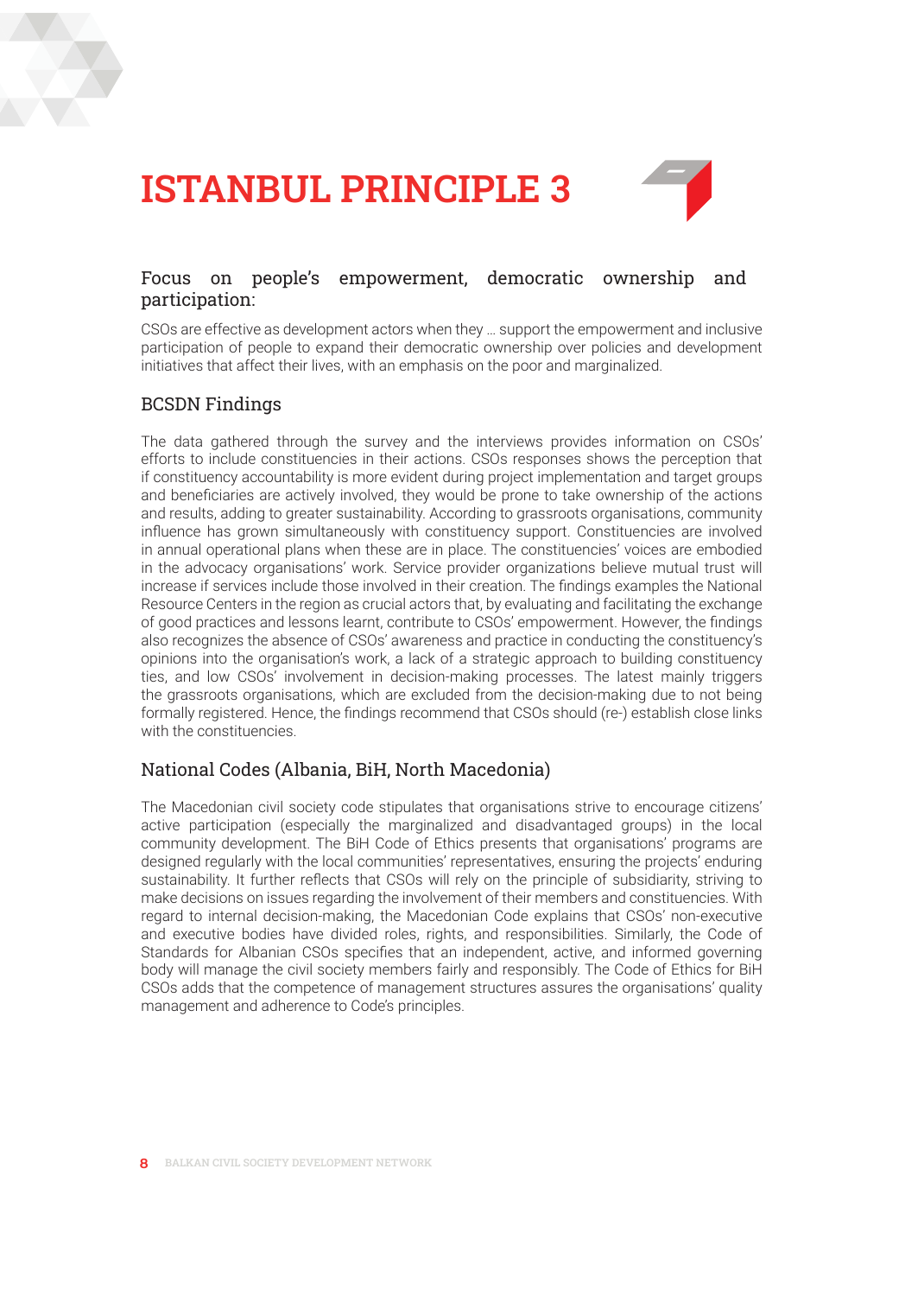# ISTANBUL PRINCIPLE 3

### Focus on people's empowerment, democratic ownership and participation:

CSOs are effective as development actors when they … support the empowerment and inclusive participation of people to expand their democratic ownership over policies and development initiatives that affect their lives, with an emphasis on the poor and marginalized.

### BCSDN Findings

The data gathered through the survey and the interviews provides information on CSOs' efforts to include constituencies in their actions. CSOs responses shows the perception that if constituency accountability is more evident during project implementation and target groups and beneficiaries are actively involved, they would be prone to take ownership of the actions and results, adding to greater sustainability. According to grassroots organisations, community influence has grown simultaneously with constituency support. Constituencies are involved in annual operational plans when these are in place. The constituencies' voices are embodied in the advocacy organisations' work. Service provider organizations believe mutual trust will increase if services include those involved in their creation. The findings examples the National Resource Centers in the region as crucial actors that, by evaluating and facilitating the exchange of good practices and lessons learnt, contribute to CSOs' empowerment. However, the findings also recognizes the absence of CSOs' awareness and practice in conducting the constituency's opinions into the organisation's work, a lack of a strategic approach to building constituency ties, and low CSOs' involvement in decision-making processes. The latest mainly triggers the grassroots organisations, which are excluded from the decision-making due to not being formally registered. Hence, the findings recommend that CSOs should (re-) establish close links with the constituencies.

### National Codes (Albania, BiH, North Macedonia)

The Macedonian civil society code stipulates that organisations strive to encourage citizens' active participation (especially the marginalized and disadvantaged groups) in the local community development. The BiH Code of Ethics presents that organisations' programs are designed regularly with the local communities' representatives, ensuring the projects' enduring sustainability. It further reflects that CSOs will rely on the principle of subsidiarity, striving to make decisions on issues regarding the involvement of their members and constituencies. With regard to internal decision-making, the Macedonian Code explains that CSOs' non-executive and executive bodies have divided roles, rights, and responsibilities. Similarly, the Code of Standards for Albanian CSOs specifies that an independent, active, and informed governing body will manage the civil society members fairly and responsibly. The Code of Ethics for BiH CSOs adds that the competence of management structures assures the organisations' quality management and adherence to Code's principles.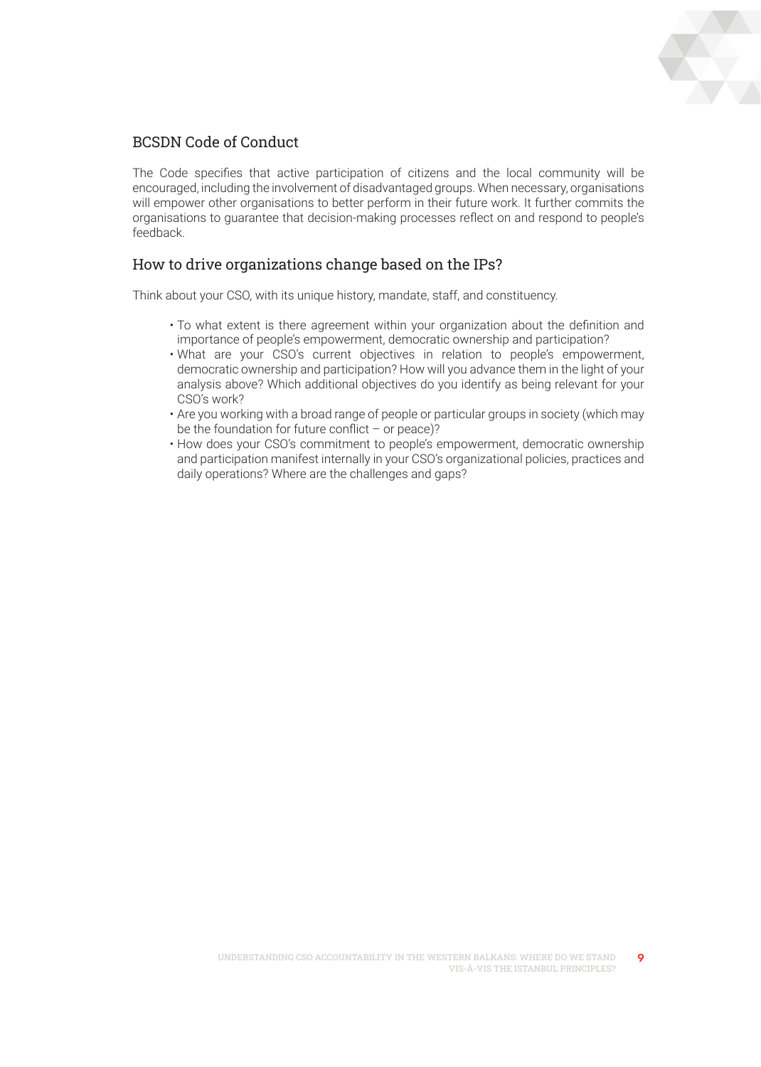## BCSDN Code of Conduct

The Code specifies that active participation of citizens and the local community will be encouraged, including the involvement of disadvantaged groups. When necessary, organisations will empower other organisations to better perform in their future work. It further commits the organisations to guarantee that decision-making processes reflect on and respond to people's feedback.

## How to drive organizations change based on the IPs?

Think about your CSO, with its unique history, mandate, staff, and constituency.

- To what extent is there agreement within your organization about the definition and importance of people's empowerment, democratic ownership and participation?
- What are your CSO's current objectives in relation to people's empowerment, democratic ownership and participation? How will you advance them in the light of your analysis above? Which additional objectives do you identify as being relevant for your CSO's work?
- Are you working with a broad range of people or particular groups in society (which may be the foundation for future conflict – or peace)?
- How does your CSO's commitment to people's empowerment, democratic ownership and participation manifest internally in your CSO's organizational policies, practices and daily operations? Where are the challenges and gaps?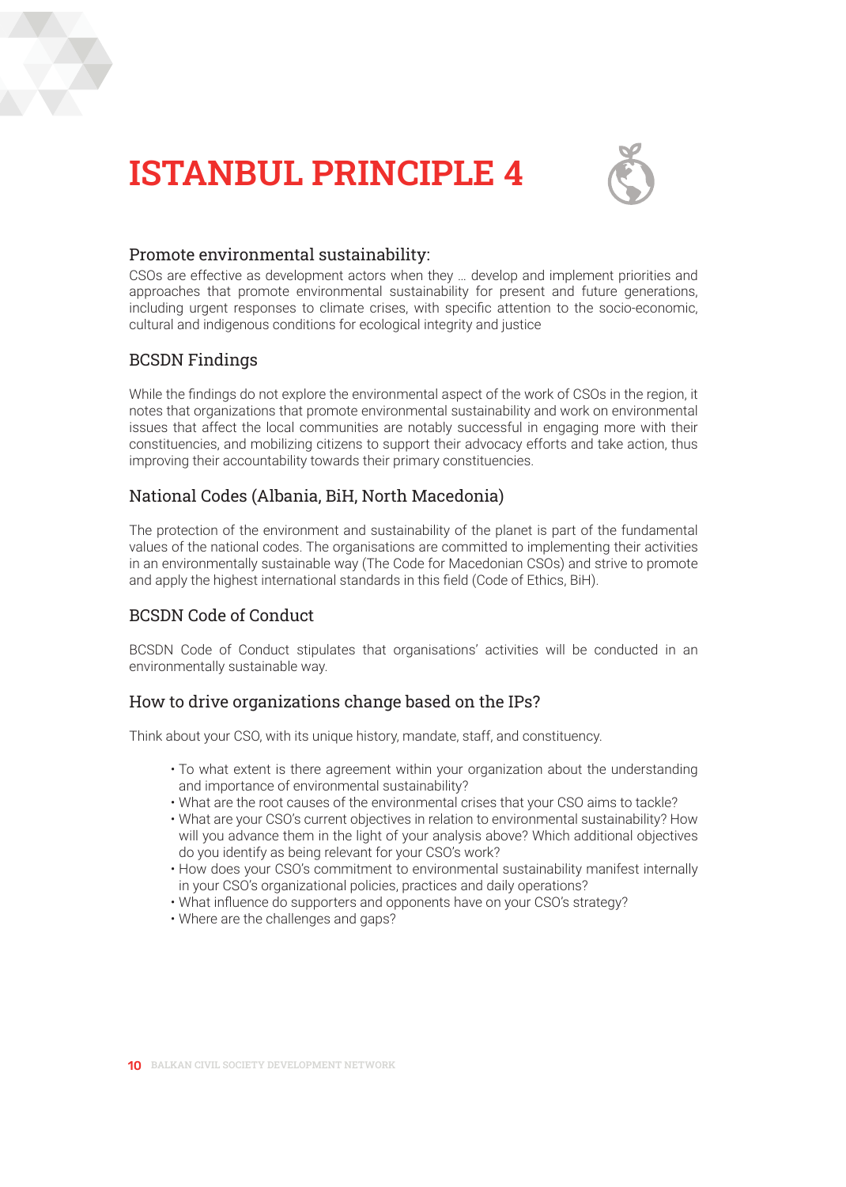# ISTANBUL PRINCIPLE 4

## Promote environmental sustainability:

CSOs are effective as development actors when they … develop and implement priorities and approaches that promote environmental sustainability for present and future generations, including urgent responses to climate crises, with specific attention to the socio-economic, cultural and indigenous conditions for ecological integrity and justice

## BCSDN Findings

While the findings do not explore the environmental aspect of the work of CSOs in the region, it notes that organizations that promote environmental sustainability and work on environmental issues that affect the local communities are notably successful in engaging more with their constituencies, and mobilizing citizens to support their advocacy efforts and take action, thus improving their accountability towards their primary constituencies.

## National Codes (Albania, BiH, North Macedonia)

The protection of the environment and sustainability of the planet is part of the fundamental values of the national codes. The organisations are committed to implementing their activities in an environmentally sustainable way (The Code for Macedonian CSOs) and strive to promote and apply the highest international standards in this field (Code of Ethics, BiH).

## BCSDN Code of Conduct

BCSDN Code of Conduct stipulates that organisations' activities will be conducted in an environmentally sustainable way.

## How to drive organizations change based on the IPs?

Think about your CSO, with its unique history, mandate, staff, and constituency.

- To what extent is there agreement within your organization about the understanding and importance of environmental sustainability?
- What are the root causes of the environmental crises that your CSO aims to tackle?
- What are your CSO's current objectives in relation to environmental sustainability? How will you advance them in the light of your analysis above? Which additional objectives do you identify as being relevant for your CSO's work?
- How does your CSO's commitment to environmental sustainability manifest internally in your CSO's organizational policies, practices and daily operations?
- What influence do supporters and opponents have on your CSO's strategy?
- Where are the challenges and gaps?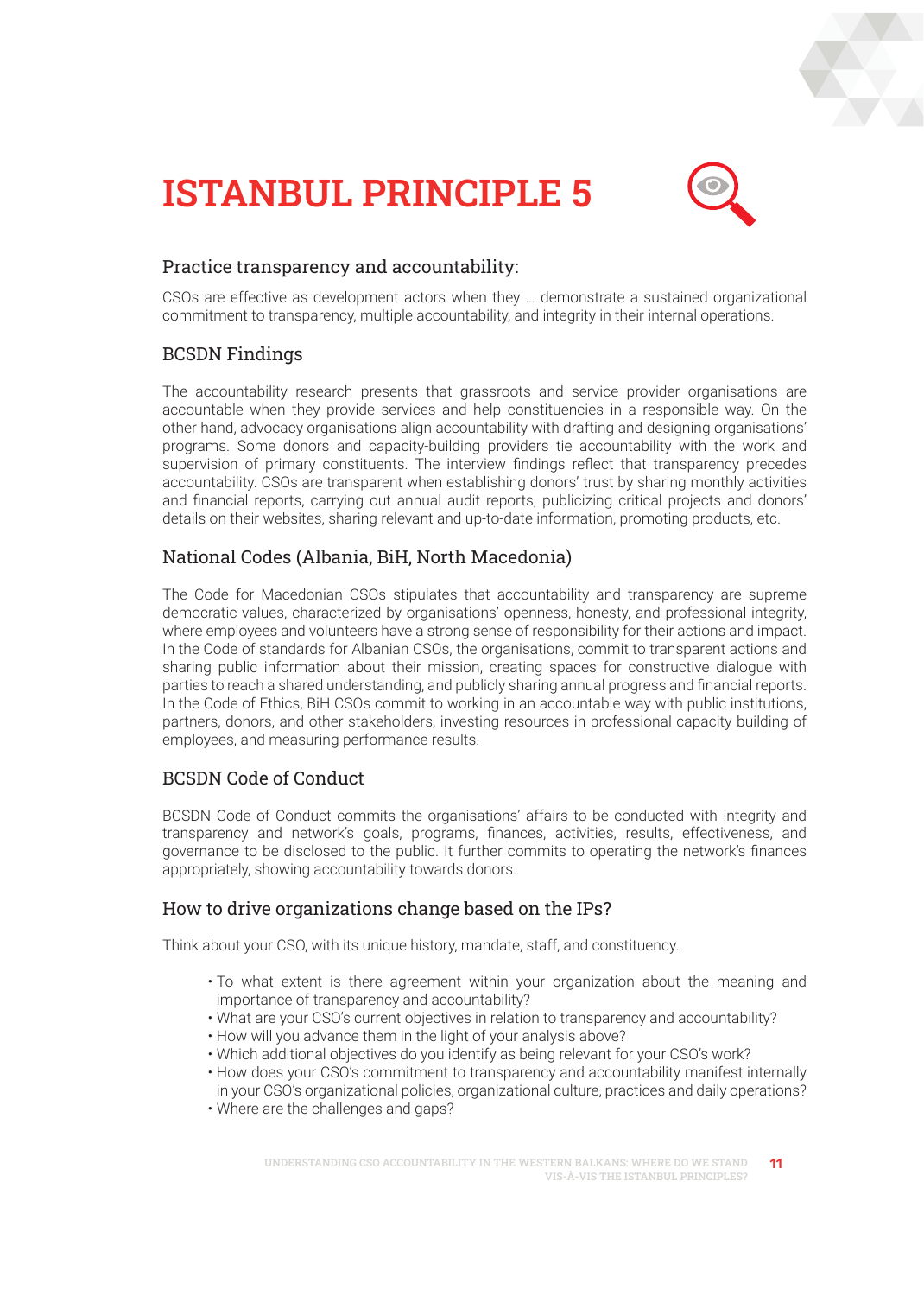# ISTANBUL PRINCIPLE 5

## Practice transparency and accountability:

CSOs are effective as development actors when they … demonstrate a sustained organizational commitment to transparency, multiple accountability, and integrity in their internal operations.

## BCSDN Findings

The accountability research presents that grassroots and service provider organisations are accountable when they provide services and help constituencies in a responsible way. On the other hand, advocacy organisations align accountability with drafting and designing organisations' programs. Some donors and capacity-building providers tie accountability with the work and supervision of primary constituents. The interview findings reflect that transparency precedes accountability. CSOs are transparent when establishing donors' trust by sharing monthly activities and financial reports, carrying out annual audit reports, publicizing critical projects and donors' details on their websites, sharing relevant and up-to-date information, promoting products, etc.

## National Codes (Albania, BiH, North Macedonia)

The Code for Macedonian CSOs stipulates that accountability and transparency are supreme democratic values, characterized by organisations' openness, honesty, and professional integrity, where employees and volunteers have a strong sense of responsibility for their actions and impact. In the Code of standards for Albanian CSOs, the organisations, commit to transparent actions and sharing public information about their mission, creating spaces for constructive dialogue with parties to reach a shared understanding, and publicly sharing annual progress and financial reports. In the Code of Ethics, BiH CSOs commit to working in an accountable way with public institutions, partners, donors, and other stakeholders, investing resources in professional capacity building of employees, and measuring performance results.

## BCSDN Code of Conduct

BCSDN Code of Conduct commits the organisations' affairs to be conducted with integrity and transparency and network's goals, programs, finances, activities, results, effectiveness, and governance to be disclosed to the public. It further commits to operating the network's finances appropriately, showing accountability towards donors.

## How to drive organizations change based on the IPs?

Think about your CSO, with its unique history, mandate, staff, and constituency.

- To what extent is there agreement within your organization about the meaning and importance of transparency and accountability?
- What are your CSO's current objectives in relation to transparency and accountability?
- How will you advance them in the light of your analysis above?
- Which additional objectives do you identify as being relevant for your CSO's work?
- How does your CSO's commitment to transparency and accountability manifest internally in your CSO's organizational policies, organizational culture, practices and daily operations?
- Where are the challenges and gaps?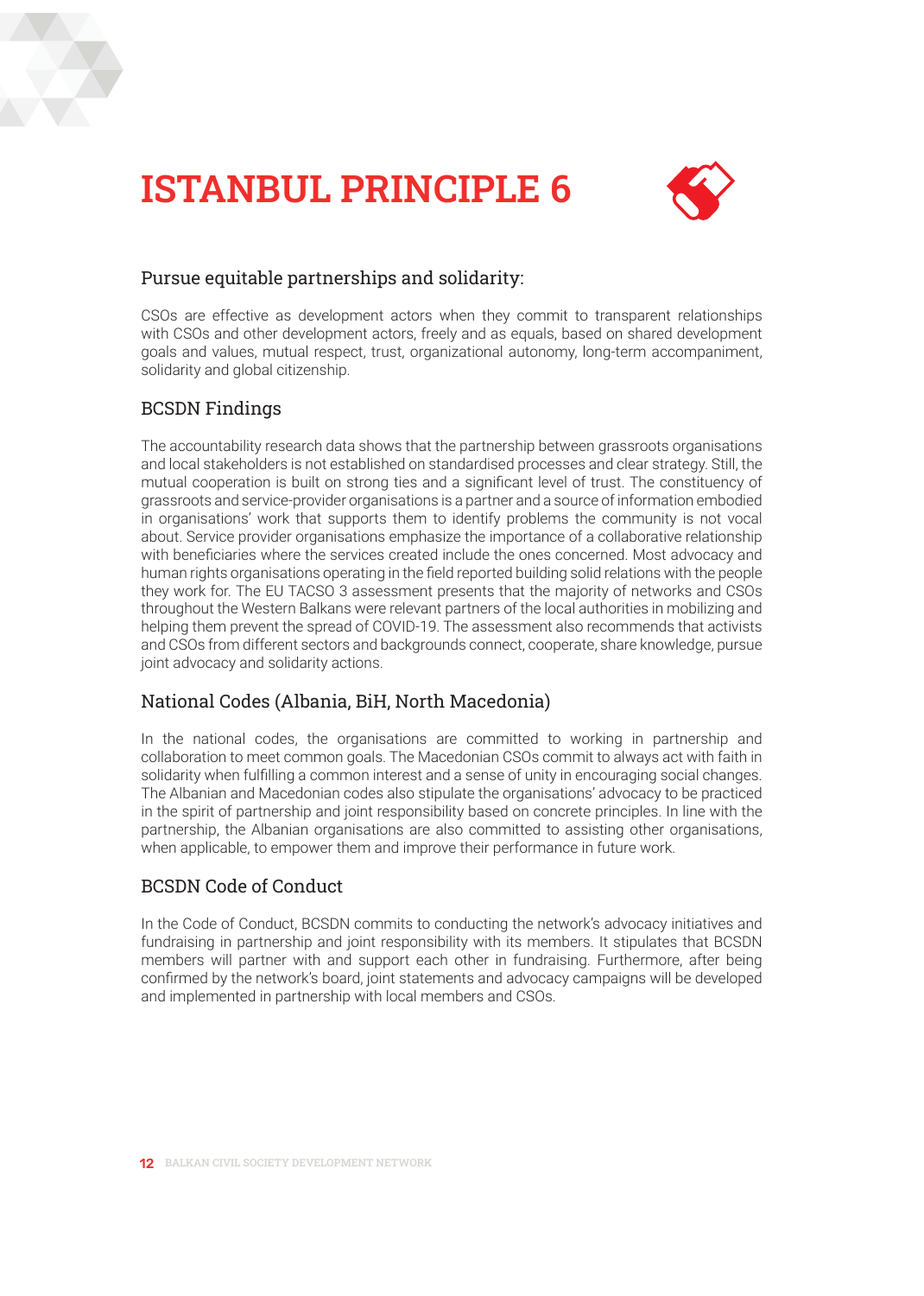# ISTANBUL PRINCIPLE 6

## Pursue equitable partnerships and solidarity:

CSOs are effective as development actors when they commit to transparent relationships with CSOs and other development actors, freely and as equals, based on shared development goals and values, mutual respect, trust, organizational autonomy, long-term accompaniment, solidarity and global citizenship.

## BCSDN Findings

The accountability research data shows that the partnership between grassroots organisations and local stakeholders is not established on standardised processes and clear strategy. Still, the mutual cooperation is built on strong ties and a significant level of trust. The constituency of grassroots and service-provider organisations is a partner and a source of information embodied in organisations' work that supports them to identify problems the community is not vocal about. Service provider organisations emphasize the importance of a collaborative relationship with beneficiaries where the services created include the ones concerned. Most advocacy and human rights organisations operating in the field reported building solid relations with the people they work for. The EU TACSO 3 assessment presents that the majority of networks and CSOs throughout the Western Balkans were relevant partners of the local authorities in mobilizing and helping them prevent the spread of COVID-19. The assessment also recommends that activists and CSOs from different sectors and backgrounds connect, cooperate, share knowledge, pursue joint advocacy and solidarity actions.

## National Codes (Albania, BiH, North Macedonia)

In the national codes, the organisations are committed to working in partnership and collaboration to meet common goals. The Macedonian CSOs commit to always act with faith in solidarity when fulfilling a common interest and a sense of unity in encouraging social changes. The Albanian and Macedonian codes also stipulate the organisations' advocacy to be practiced in the spirit of partnership and joint responsibility based on concrete principles. In line with the partnership, the Albanian organisations are also committed to assisting other organisations, when applicable, to empower them and improve their performance in future work.

## BCSDN Code of Conduct

In the Code of Conduct, BCSDN commits to conducting the network's advocacy initiatives and fundraising in partnership and joint responsibility with its members. It stipulates that BCSDN members will partner with and support each other in fundraising. Furthermore, after being confirmed by the network's board, joint statements and advocacy campaigns will be developed and implemented in partnership with local members and CSOs.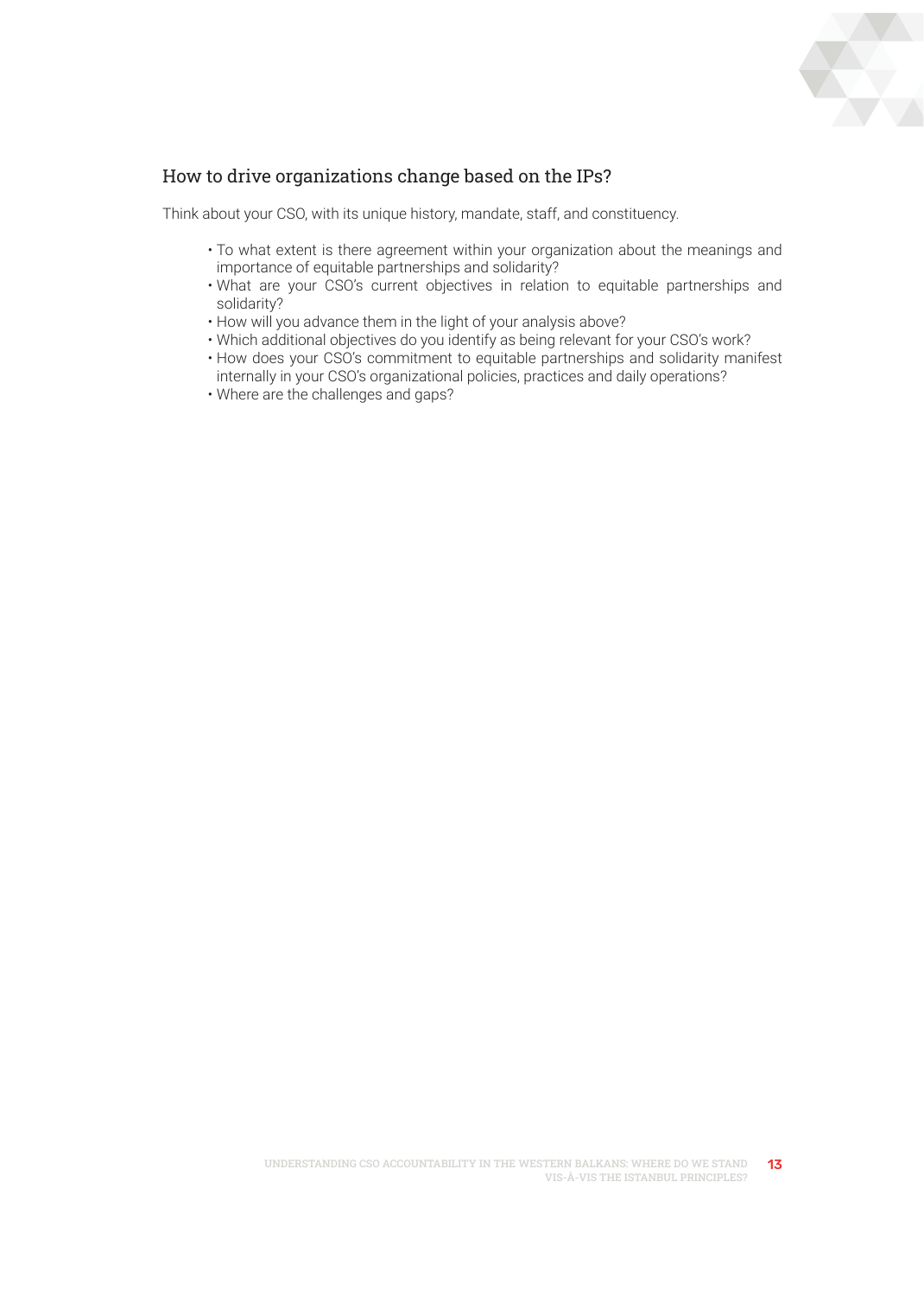## How to drive organizations change based on the IPs?

Think about your CSO, with its unique history, mandate, staff, and constituency.

- To what extent is there agreement within your organization about the meanings and importance of equitable partnerships and solidarity?
- What are your CSO's current objectives in relation to equitable partnerships and solidarity?
- How will you advance them in the light of your analysis above?
- Which additional objectives do you identify as being relevant for your CSO's work?
- How does your CSO's commitment to equitable partnerships and solidarity manifest internally in your CSO's organizational policies, practices and daily operations?
- Where are the challenges and gaps?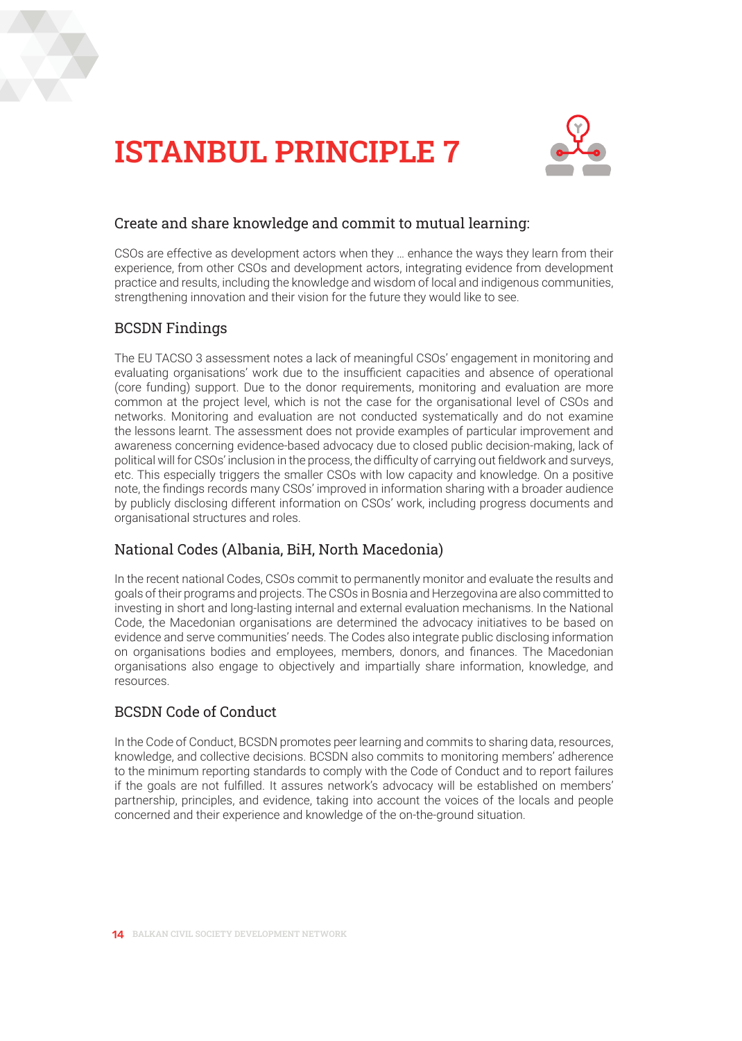# ISTANBUL PRINCIPLE 7

## Create and share knowledge and commit to mutual learning:

CSOs are effective as development actors when they … enhance the ways they learn from their experience, from other CSOs and development actors, integrating evidence from development practice and results, including the knowledge and wisdom of local and indigenous communities, strengthening innovation and their vision for the future they would like to see.

## BCSDN Findings

The EU TACSO 3 assessment notes a lack of meaningful CSOs' engagement in monitoring and evaluating organisations' work due to the insufficient capacities and absence of operational (core funding) support. Due to the donor requirements, monitoring and evaluation are more common at the project level, which is not the case for the organisational level of CSOs and networks. Monitoring and evaluation are not conducted systematically and do not examine the lessons learnt. The assessment does not provide examples of particular improvement and awareness concerning evidence-based advocacy due to closed public decision-making, lack of political will for CSOs' inclusion in the process, the difficulty of carrying out fieldwork and surveys, etc. This especially triggers the smaller CSOs with low capacity and knowledge. On a positive note, the findings records many CSOs' improved in information sharing with a broader audience by publicly disclosing different information on CSOs' work, including progress documents and organisational structures and roles.

## National Codes (Albania, BiH, North Macedonia)

In the recent national Codes, CSOs commit to permanently monitor and evaluate the results and goals of their programs and projects. The CSOs in Bosnia and Herzegovina are also committed to investing in short and long-lasting internal and external evaluation mechanisms. In the National Code, the Macedonian organisations are determined the advocacy initiatives to be based on evidence and serve communities' needs. The Codes also integrate public disclosing information on organisations bodies and employees, members, donors, and finances. The Macedonian organisations also engage to objectively and impartially share information, knowledge, and resources.

## BCSDN Code of Conduct

In the Code of Conduct, BCSDN promotes peer learning and commits to sharing data, resources, knowledge, and collective decisions. BCSDN also commits to monitoring members' adherence to the minimum reporting standards to comply with the Code of Conduct and to report failures if the goals are not fulfilled. It assures network's advocacy will be established on members' partnership, principles, and evidence, taking into account the voices of the locals and people concerned and their experience and knowledge of the on-the-ground situation.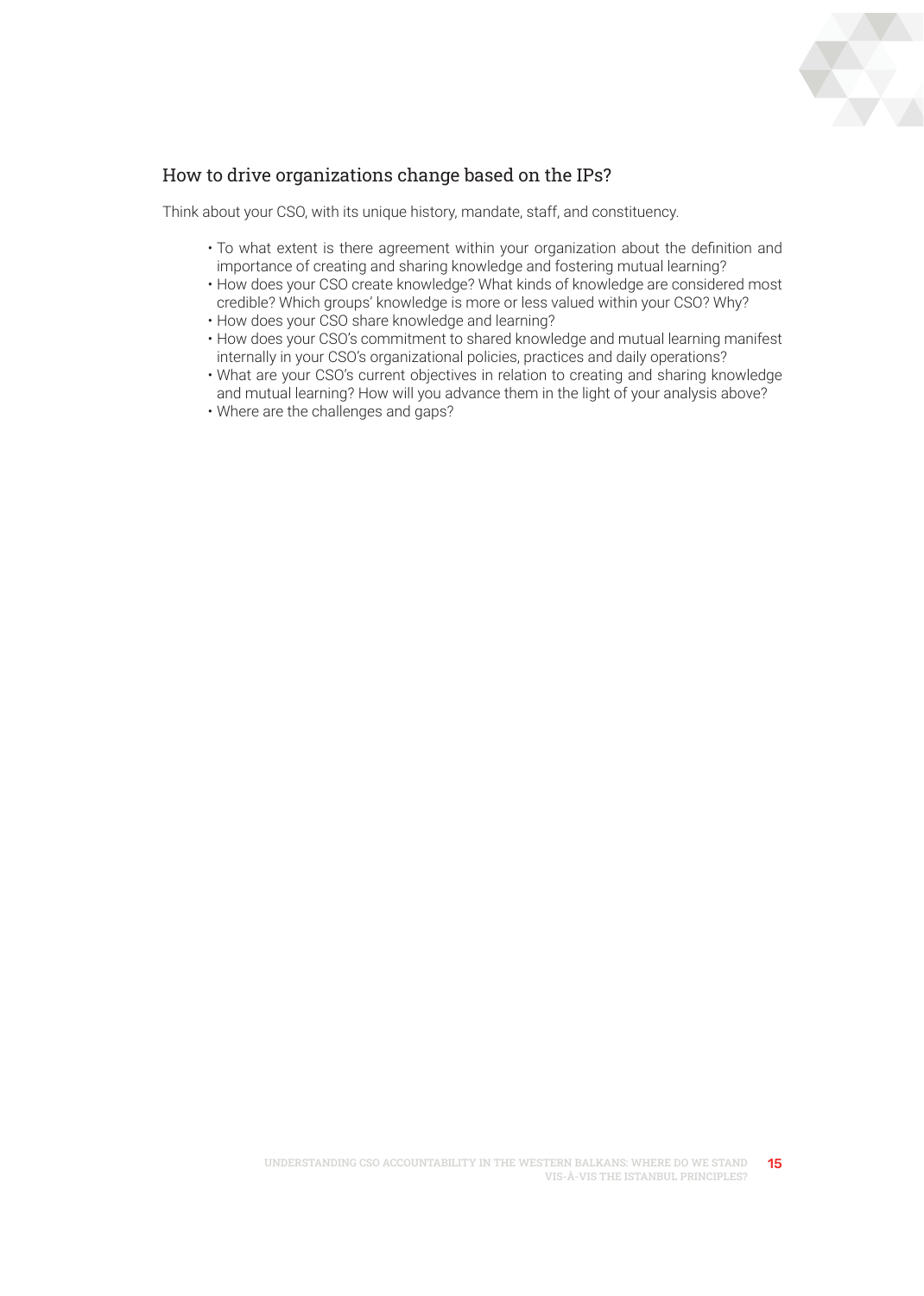## How to drive organizations change based on the IPs?

Think about your CSO, with its unique history, mandate, staff, and constituency.

- To what extent is there agreement within your organization about the definition and importance of creating and sharing knowledge and fostering mutual learning?
- How does your CSO create knowledge? What kinds of knowledge are considered most credible? Which groups' knowledge is more or less valued within your CSO? Why?
- How does your CSO share knowledge and learning?
- How does your CSO's commitment to shared knowledge and mutual learning manifest internally in your CSO's organizational policies, practices and daily operations?
- What are your CSO's current objectives in relation to creating and sharing knowledge and mutual learning? How will you advance them in the light of your analysis above?
- Where are the challenges and gaps?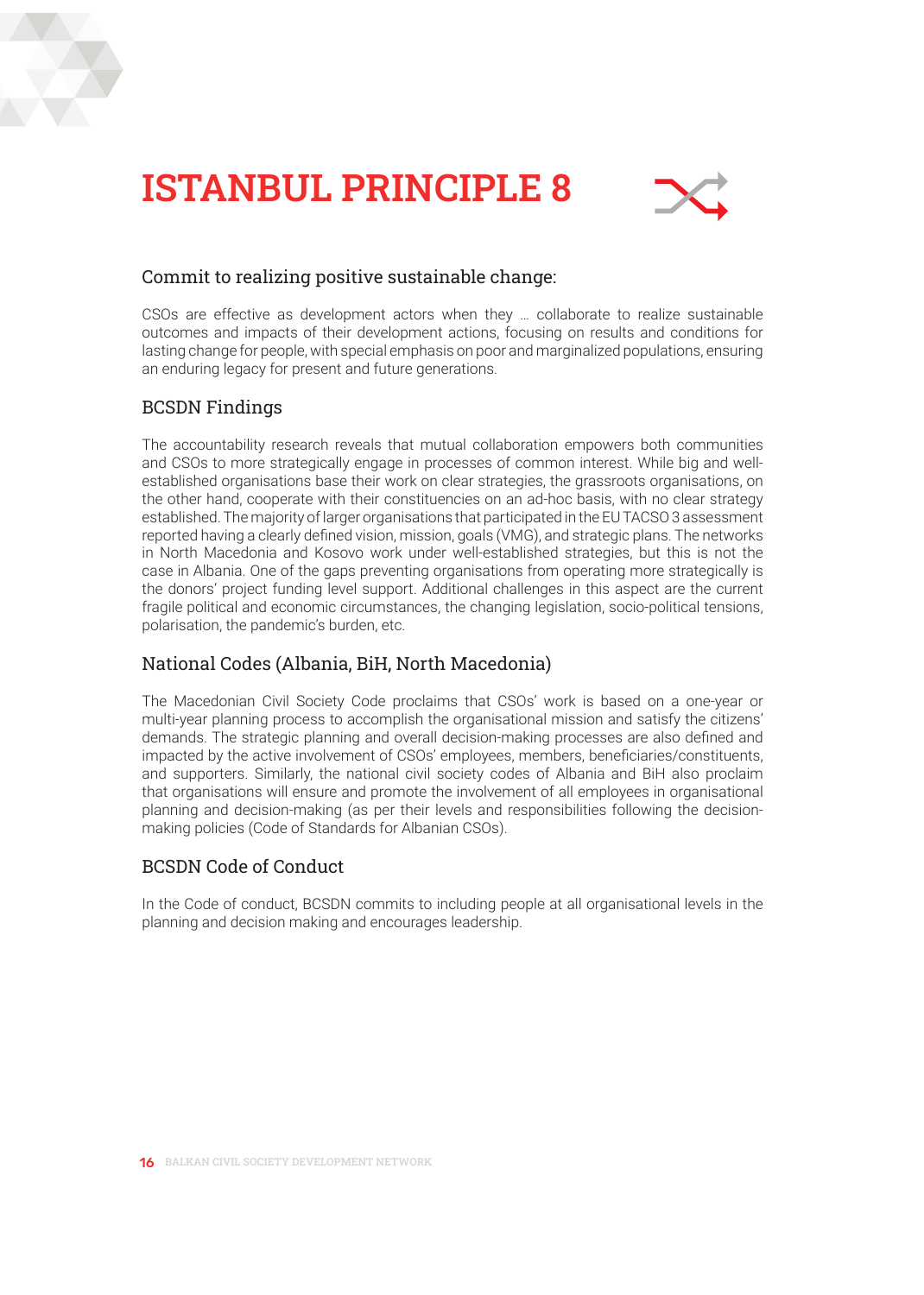# ISTANBUL PRINCIPLE 8

## Commit to realizing positive sustainable change:

CSOs are effective as development actors when they … collaborate to realize sustainable outcomes and impacts of their development actions, focusing on results and conditions for lasting change for people, with special emphasis on poor and marginalized populations, ensuring an enduring legacy for present and future generations.

## BCSDN Findings

The accountability research reveals that mutual collaboration empowers both communities and CSOs to more strategically engage in processes of common interest. While big and well-established organisations base their work on clear strategies, the grassroots organisations, on the other hand, cooperate with their constituencies on an ad-hoc basis, with no clear strategy established. The majority of larger organisations that participated in the EU TACSO 3 assessment reported having a clearly defined vision, mission, goals (VMG), and strategic plans. The networks in North Macedonia and Kosovo work under well-established strategies, but this is not the case in Albania. One of the gaps preventing organisations from operating more strategically is the donors' project funding level support. Additional challenges in this aspect are the current fragile political and economic circumstances, the changing legislation, socio-political tensions, polarisation, the pandemic's burden, etc.

## National Codes (Albania, BiH, North Macedonia)

The Macedonian Civil Society Code proclaims that CSOs' work is based on a one-year or multi-year planning process to accomplish the organisational mission and satisfy the citizens' demands. The strategic planning and overall decision-making processes are also defined and impacted by the active involvement of CSOs' employees, members, beneficiaries/constituents, and supporters. Similarly, the national civil society codes of Albania and BiH also proclaim that organisations will ensure and promote the involvement of all employees in organisational planning and decision-making (as per their levels and responsibilities following the decision-making policies (Code of Standards for Albanian CSOs).

## BCSDN Code of Conduct

In the Code of conduct, BCSDN commits to including people at all organisational levels in the planning and decision making and encourages leadership.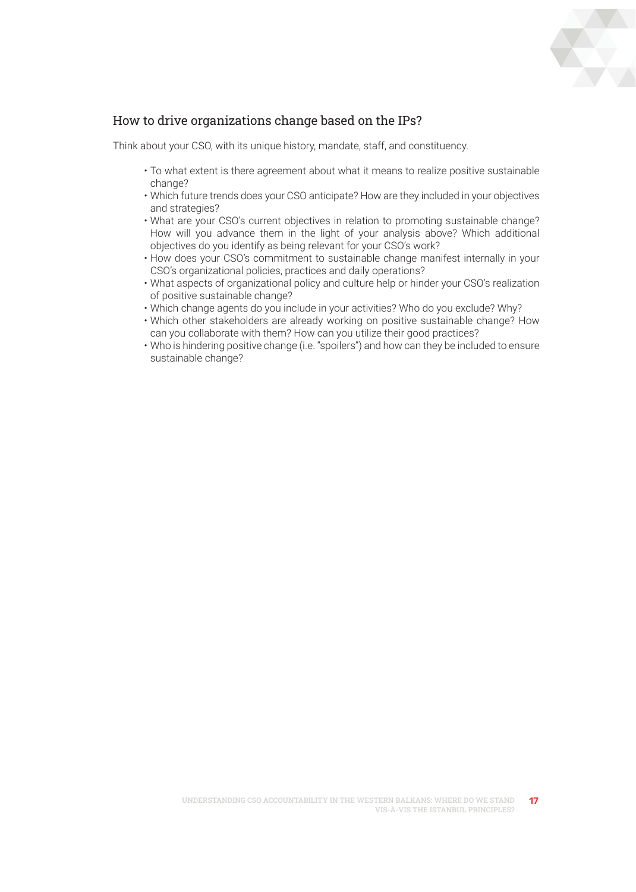## How to drive organizations change based on the IPs?

Think about your CSO, with its unique history, mandate, staff, and constituency.

- To what extent is there agreement about what it means to realize positive sustainable change?
- Which future trends does your CSO anticipate? How are they included in your objectives and strategies?
- What are your CSO's current objectives in relation to promoting sustainable change? How will you advance them in the light of your analysis above? Which additional objectives do you identify as being relevant for your CSO's work?
- How does your CSO's commitment to sustainable change manifest internally in your CSO's organizational policies, practices and daily operations?
- What aspects of organizational policy and culture help or hinder your CSO's realization of positive sustainable change?
- Which change agents do you include in your activities? Who do you exclude? Why?
- Which other stakeholders are already working on positive sustainable change? How can you collaborate with them? How can you utilize their good practices?
- Who is hindering positive change (i.e. "spoilers") and how can they be included to ensure sustainable change?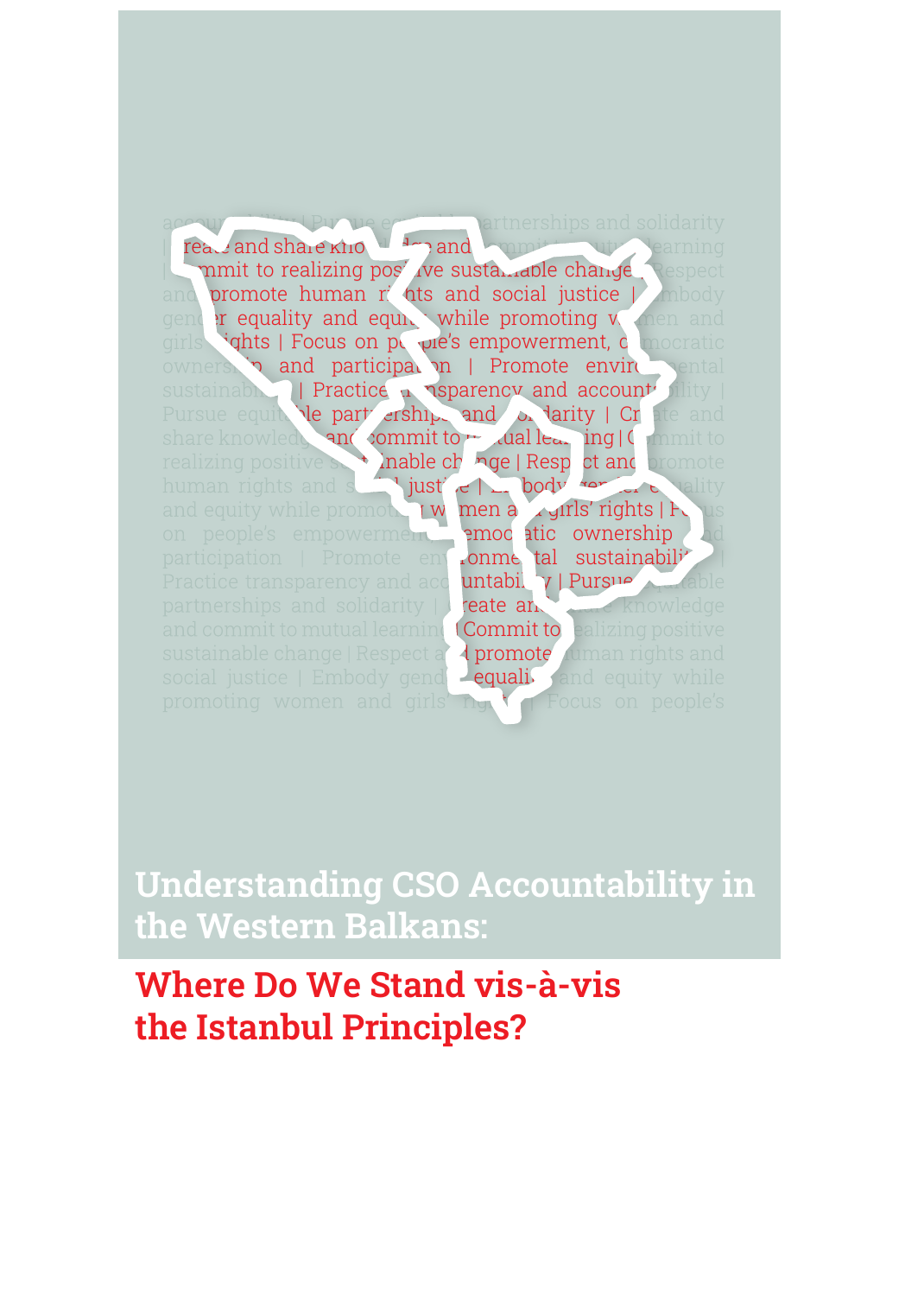# Understanding CSO Accountability in the Western Balkans:

## Where Do We Stand vis-à-vis the Istanbul Principles?